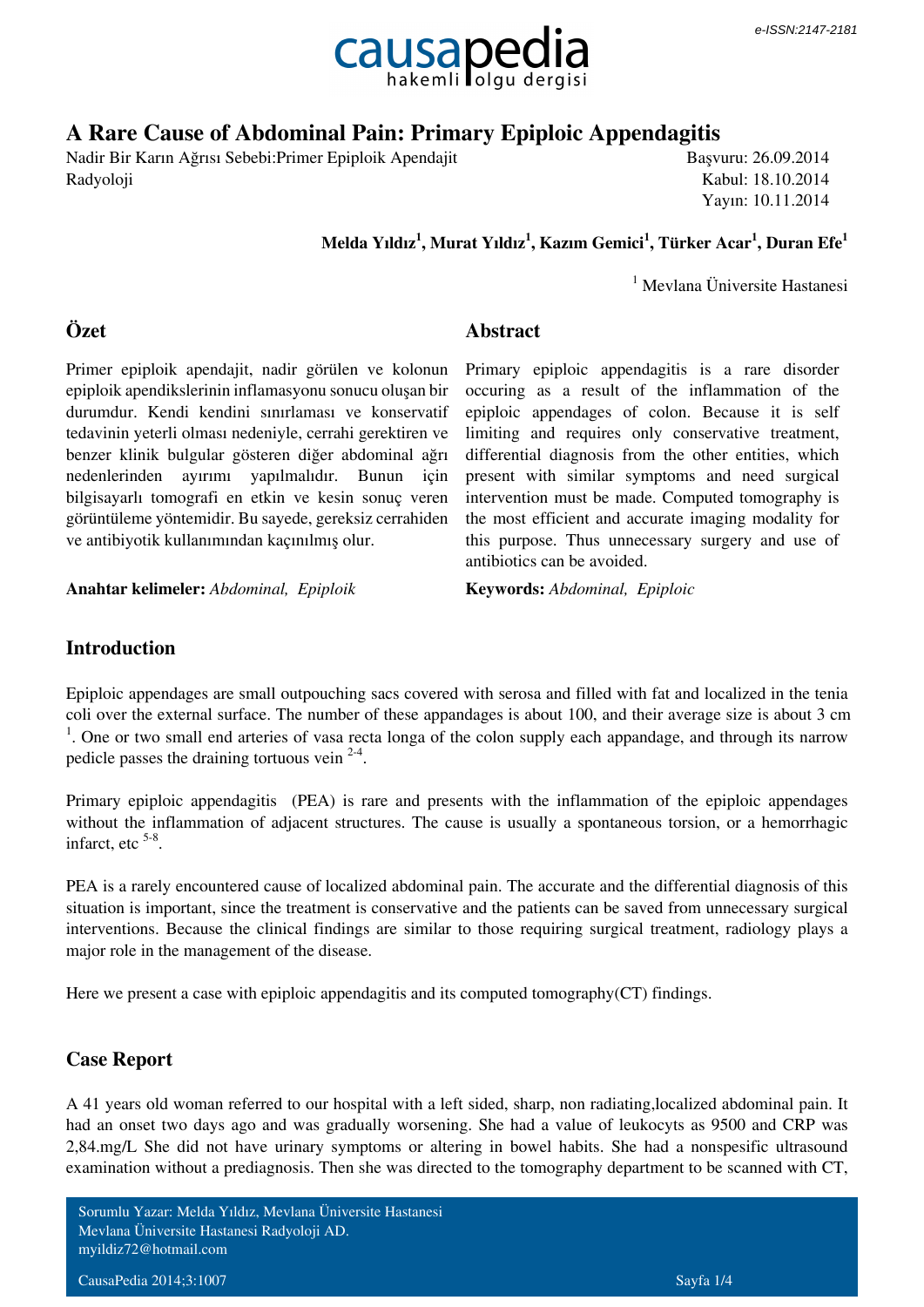# A Rare Cause of Abdominal Pain: Primary Epiploic Appendagitis

Nadir Bir Karın Ağrısı Sebebi:Primer Epiploik Apendajit

Radyoloji

Başvuru: 26.09.2014
Kabul: 18.10.2014
Yayın: 10.11.2014

**Melda Yıldız[1], Murat Yıldız[1], Kazım Gemici[1], Türker Acar[1], Duran Efe[1]**

[1] Mevlana Üniversite Hastanesi

## Özet

Primer epiploik apendajit, nadir görülen ve kolonun epiploik apendikslerinin inflamasyonu sonucu oluşan bir durumdur. Kendi kendini sınırlaması ve konservatif tedavinin yeterli olması nedeniyle, cerrahi gerektiren ve benzer klinik bulgular gösteren diğer abdominal ağrı nedenlerinden ayırımı yapılmalıdır. Bunun için bilgisayarlı tomografi en etkin ve kesin sonuç veren görüntüleme yöntemidir. Bu sayede, gereksiz cerrahiden ve antibiyotik kullanımından kaçınılmış olur.

**Anahtar kelimeler:** *Abdominal, Epiploik*

## Abstract

Primary epiploic appendagitis is a rare disorder occuring as a result of the inflammation of the epiploic appendages of colon. Because it is self limiting and requires only conservative treatment, differential diagnosis from the other entities, which present with similar symptoms and need surgical intervention must be made. Computed tomography is the most efficient and accurate imaging modality for this purpose. Thus unnecessary surgery and use of antibiotics can be avoided.

**Keywords:** *Abdominal, Epiploic*

## Introduction

Epiploic appendages are small outpouching sacs covered with serosa and filled with fat and localized in the tenia coli over the external surface. The number of these appandages is about 100, and their average size is about 3 cm [1]. One or two small end arteries of vasa recta longa of the colon supply each appandage, and through its narrow pedicle passes the draining tortuous vein [2-4].

Primary epiploic appendagitis (PEA) is rare and presents with the inflammation of the epiploic appendages without the inflammation of adjacent structures. The cause is usually a spontaneous torsion, or a hemorrhagic infarct, etc [5-8].

PEA is a rarely encountered cause of localized abdominal pain. The accurate and the differential diagnosis of this situation is important, since the treatment is conservative and the patients can be saved from unnecessary surgical interventions. Because the clinical findings are similar to those requiring surgical treatment, radiology plays a major role in the management of the disease.

Here we present a case with epiploic appendagitis and its computed tomography(CT) findings.

## Case Report

A 41 years old woman referred to our hospital with a left sided, sharp, non radiating,localized abdominal pain. It had an onset two days ago and was gradually worsening. She had a value of leukocyts as 9500 and CRP was 2,84.mg/L She did not have urinary symptoms or altering in bowel habits. She had a nonspesific ultrasound examination without a prediagnosis. Then she was directed to the tomography department to be scanned with CT,

Sorumlu Yazar: Melda Yıldız, Mevlana Üniversite Hastanesi
Mevlana Üniversite Hastanesi Radyoloji AD.
myildiz72@hotmail.com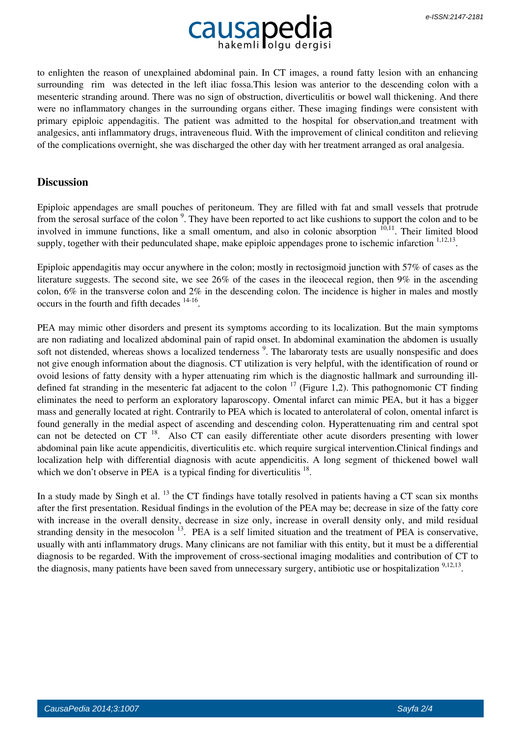to enlighten the reason of unexplained abdominal pain. In CT images, a round fatty lesion with an enhancing surrounding rim was detected in the left iliac fossa.This lesion was anterior to the descending colon with a mesenteric standing around. There was no sign of obstruction, diverticulitis or bowel wall thickening. And there were no inflammatory changes in the surrounding organs either. These imaging findings were consistent with primary epiploic appendagitis. The patient was admitted to the hospital for observation,and treatment with analgesics, anti inflammatory drugs, intraveneous fluid. With the improvement of clinical condititon and relieving of the complications overnight, she was discharged the other day with her treatment arranged as oral analgesia.

## Discussion

Epiploic appendages are small pouches of peritoneum. They are filled with fat and small vessels that protrude from the serosal surface of the colon [9]. They have been reported to act like cushions to support the colon and to be involved in immune functions, like a small omentum, and also in colonic absorption [10,11]. Their limited blood supply, together with their pedunculated shape, make epiploic appendages prone to ischemic infarction [1,12,13].

Epiploic appendagitis may occur anywhere in the colon; mostly in rectosigmoid junction with 57% of cases as the literature suggests. The second site, we see 26% of the cases in the ileocecal region, then 9% in the ascending colon, 6% in the transverse colon and 2% in the descending colon. The incidence is higher in males and mostly occurs in the fourth and fifth decades [14-16].

PEA may mimic other disorders and present its symptoms according to its localization. But the main symptoms are non radiating and localized abdominal pain of rapid onset. In abdominal examination the abdomen is usually soft not distended, whereas shows a localized tenderness [9]. The labaratory tests are usually nonspesific and does not give enough information about the diagnosis. CT utilization is very helpful, with the identification of round or ovoid lesions of fatty density with a hyper attenuating rim which is the diagnostic hallmark and surrounding ill-defined fat stranding in the mesenteric fat adjacent to the colon [17] (Figure 1,2). This pathognomonic CT finding eliminates the need to perform an exploratory laparoscopy. Omental infarct can mimic PEA, but it has a bigger mass and generally located at right. Contrarily to PEA which is located to anterolateral of colon, omental infarct is found generally in the medial aspect of ascending and descending colon. Hyperattenuating rim and central spot can not be detected on CT [18]. Also CT can easily differentiate other acute disorders presenting with lower abdominal pain like acute appendicitis, diverticulitis etc. which require surgical intervention.Clinical findings and localization help with differential diagnosis with acute appendicitis. A long segment of thickened bowel wall which we don't observe in PEA is a typical finding for diverticulitis [18].

In a study made by Singh et al. [13] the CT findings have totally resolved in patients having a CT scan six months after the first presentation. Residual findings in the evolution of the PEA may be; decrease in size of the fatty core with increase in the overall density, decrease in size only, increase in overall density only, and mild residual stranding density in the mesocolon [13]. PEA is a self limited situation and the treatment of PEA is conservative, usually with anti inflammatory drugs. Many clinicans are not familiar with this entity, but it must be a differential diagnosis to be regarded. With the improvement of cross-sectional imaging modalities and contribution of CT to the diagnosis, many patients have been saved from unnecessary surgery, antibiotic use or hospitalization [9,12,13].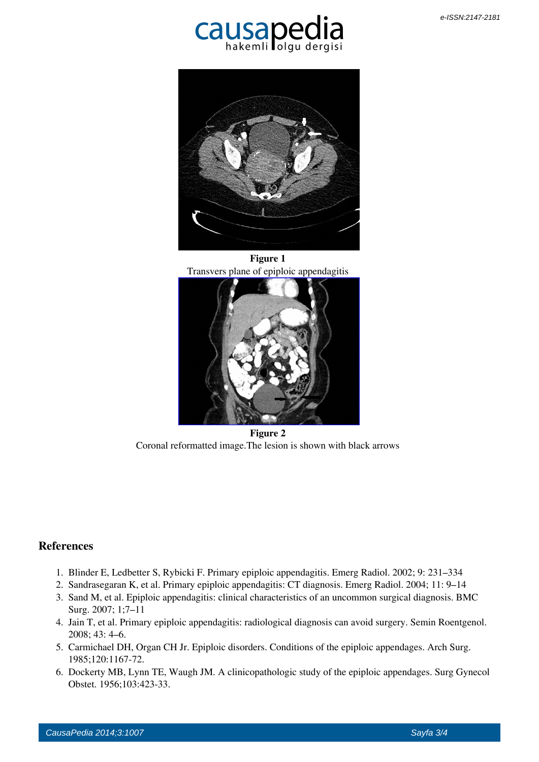**Figure 1**
Transvers plane of epiploic appendagitis

**Figure 2**
Coronal reformatted image.The lesion is shown with black arrows

## References

1. Blinder E, Ledbetter S, Rybicki F. Primary epiploic appendagitis. Emerg Radiol. 2002; 9: 231–334
2. Sandrasegaran K, et al. Primary epiploic appendagitis: CT diagnosis. Emerg Radiol. 2004; 11: 9–14
3. Sand M, et al. Epiploic appendagitis: clinical characteristics of an uncommon surgical diagnosis. BMC Surg. 2007; 1;7–11
4. Jain T, et al. Primary epiploic appendagitis: radiological diagnosis can avoid surgery. Semin Roentgenol. 2008; 43: 4–6.
5. Carmichael DH, Organ CH Jr. Epiploic disorders. Conditions of the epiploic appendages. Arch Surg. 1985;120:1167-72.
6. Dockerty MB, Lynn TE, Waugh JM. A clinicopathologic study of the epiploic appendages. Surg Gynecol Obstet. 1956;103:423-33.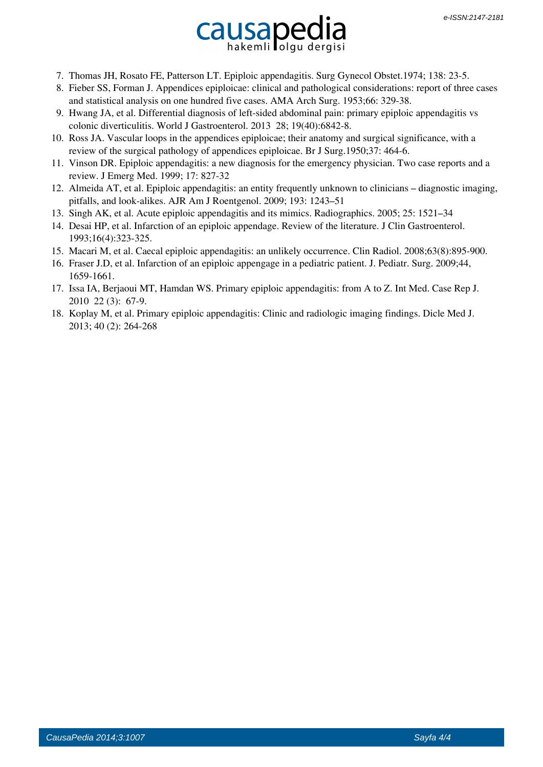7. Thomas JH, Rosato FE, Patterson LT. Epiploic appendagitis. Surg Gynecol Obstet.1974; 138: 23-5.
8. Fieber SS, Forman J. Appendices epiploicae: clinical and pathological considerations: report of three cases and statistical analysis on one hundred five cases. AMA Arch Surg. 1953;66: 329-38.
9. Hwang JA, et al. Differential diagnosis of left-sided abdominal pain: primary epiploic appendagitis vs colonic diverticulitis. World J Gastroenterol. 2013 28; 19(40):6842-8.
10. Ross JA. Vascular loops in the appendices epiploicae; their anatomy and surgical significance, with a review of the surgical pathology of appendices epiploicae. Br J Surg.1950;37: 464-6.
11. Vinson DR. Epiploic appendagitis: a new diagnosis for the emergency physician. Two case reports and a review. J Emerg Med. 1999; 17: 827-32
12. Almeida AT, et al. Epiploic appendagitis: an entity frequently unknown to clinicians – diagnostic imaging, pitfalls, and look-alikes. AJR Am J Roentgenol. 2009; 193: 1243–51
13. Singh AK, et al. Acute epiploic appendagitis and its mimics. Radiographics. 2005; 25: 1521–34
14. Desai HP, et al. Infarction of an epiploic appendage. Review of the literature. J Clin Gastroenterol. 1993;16(4):323-325.
15. Macari M, et al. Caecal epiploic appendagitis: an unlikely occurrence. Clin Radiol. 2008;63(8):895-900.
16. Fraser J.D, et al. Infarction of an epiploic appengage in a pediatric patient. J. Pediatr. Surg. 2009;44, 1659-1661.
17. Issa IA, Berjaoui MT, Hamdan WS. Primary epiploic appendagitis: from A to Z. Int Med. Case Rep J. 2010 22 (3): 67-9.
18. Koplay M, et al. Primary epiploic appendagitis: Clinic and radiologic imaging findings. Dicle Med J. 2013; 40 (2): 264-268